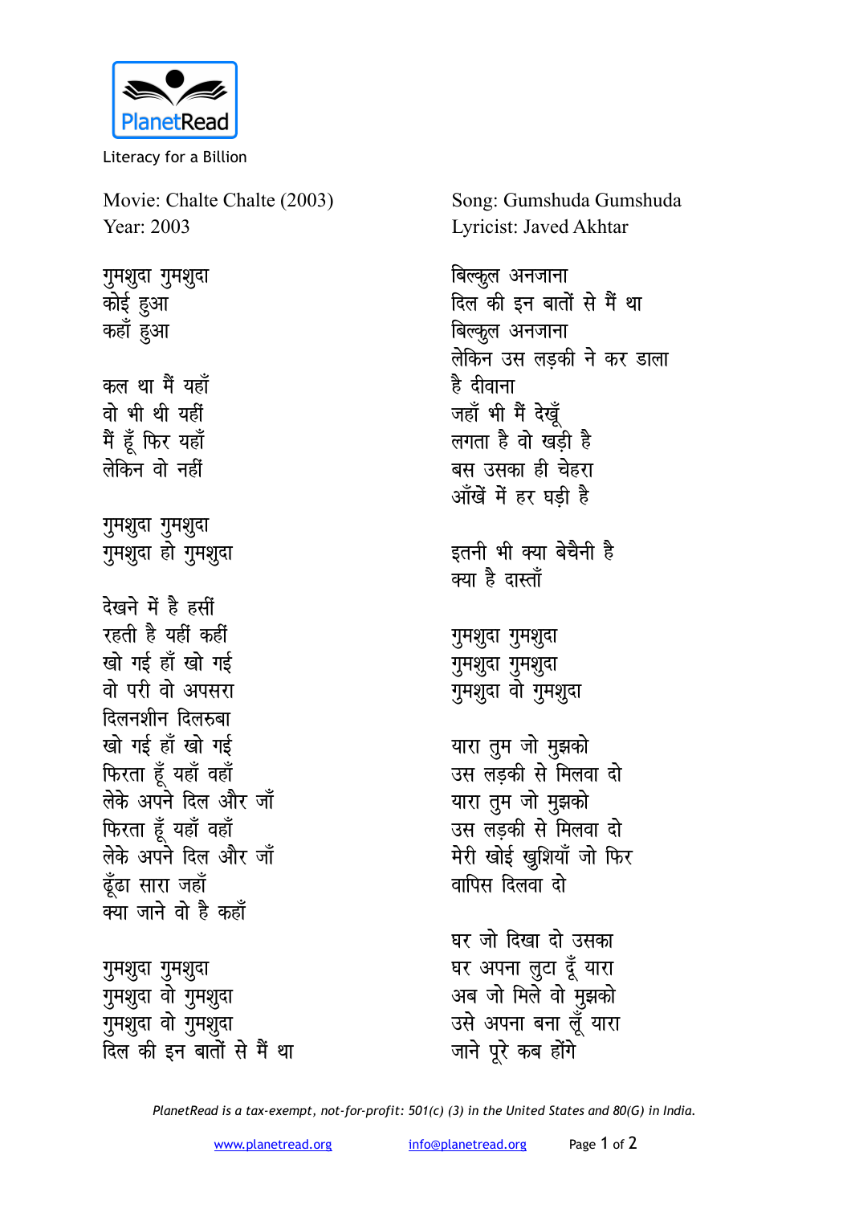PlanetRead

Literacy for a Billion

Movie: Chalte Chalte (2003)
Year: 2003

Song: Gumshuda Gumshuda
Lyricist: Javed Akhtar

गुमशुदा गुमशुदा
कोई हुआ
कहाँ हुआ

कल था मैं यहाँ
वो भी थी यहीं
मैं हूँ फिर यहाँ
लेकिन वो नहीं

गुमशुदा गुमशुदा
गुमशुदा हो गुमशुदा

देखने में है हसीं
रहती है यहीं कहीं
खो गई हाँ खो गई
वो परी वो अपसरा
दिलनशीन दिलरुबा
खो गई हाँ खो गई
फिरता हूँ यहाँ वहाँ
लेके अपने दिल और जाँ
फिरता हूँ यहाँ वहाँ
लेके अपने दिल और जाँ
ढूँढा सारा जहाँ
क्या जाने वो है कहाँ

गुमशुदा गुमशुदा
गुमशुदा वो गुमशुदा
गुमशुदा वो गुमशुदा
दिल की इन बातों से मैं था
बिल्कुल अनजाना
दिल की इन बातों से मैं था
बिल्कुल अनजाना
लेकिन उस लड़की ने कर डाला
है दीवाना
जहाँ भी मैं देखूँ
लगता है वो खड़ी है
बस उसका ही चेहरा
आँखें में हर घड़ी है

इतनी भी क्या बेचैनी है
क्या है दास्ताँ

गुमशुदा गुमशुदा
गुमशुदा गुमशुदा
गुमशुदा वो गुमशुदा

यारा तुम जो मुझको
उस लड़की से मिलवा दो
यारा तुम जो मुझको
उस लड़की से मिलवा दो
मेरी खोई ख़ुशियाँ जो फिर
वापिस दिलवा दो

घर जो दिखा दो उसका
घर अपना लुटा दूँ यारा
अब जो मिले वो मुझको
उसे अपना बना लूँ यारा
जाने पूरे कब होंगे

*PlanetRead is a tax-exempt, not-for-profit: 501(c) (3) in the United States and 80(G) in India.*

www.planetread.org info@planetread.org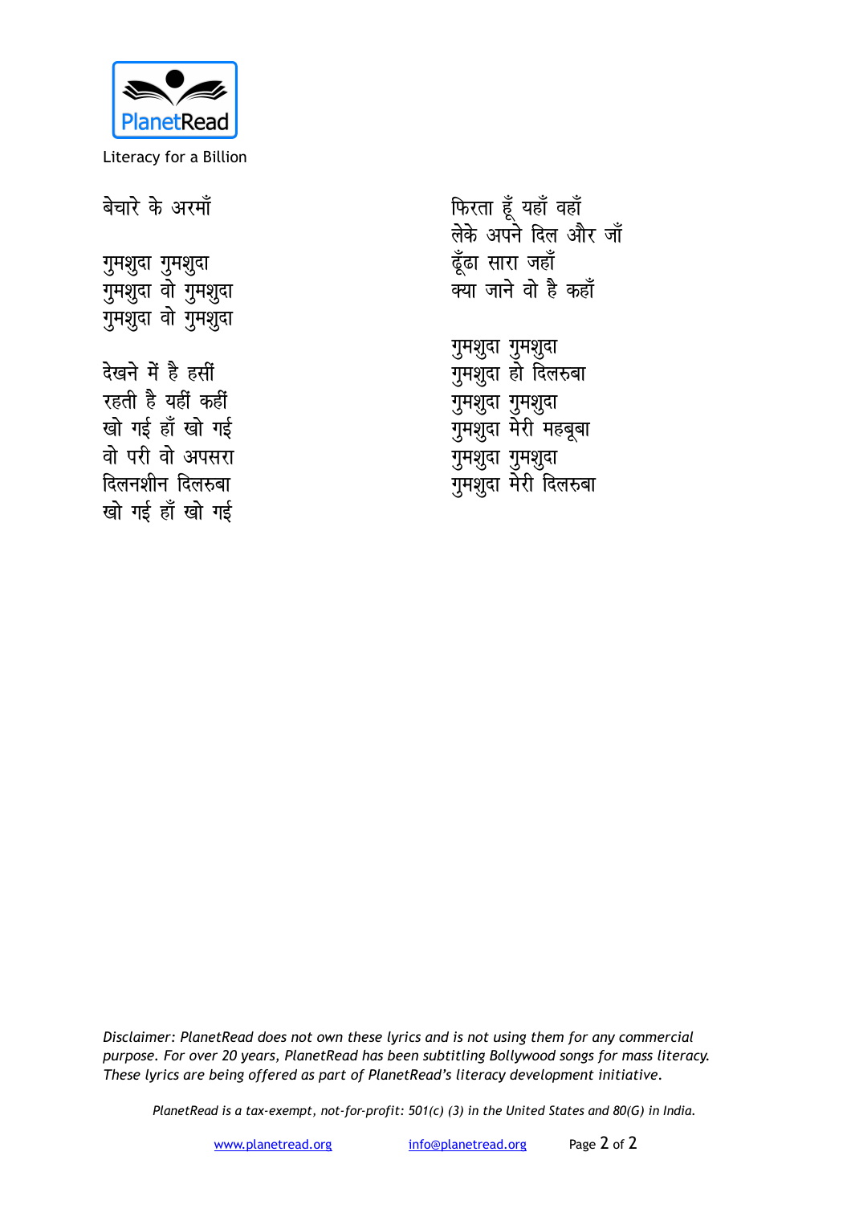PlanetRead

Literacy for a Billion

बेचारे के अरमाँ

गुमशुदा गुमशुदा
गुमशुदा वो गुमशुदा
गुमशुदा वो गुमशुदा

देखने में है हसीं
रहती है यहीं कहीं
खो गई हाँ खो गई
वो परी वो अपसरा
दिलनशीन दिलरुबा
खो गई हाँ खो गई

फिरता हूँ यहाँ वहाँ
लेके अपने दिल और जाँ
ढूँढा सारा जहाँ
क्या जाने वो है कहाँ

गुमशुदा गुमशुदा
गुमशुदा हो दिलरुबा
गुमशुदा गुमशुदा
गुमशुदा मेरी महबूबा
गुमशुदा गुमशुदा
गुमशुदा मेरी दिलरुबा

*Disclaimer: PlanetRead does not own these lyrics and is not using them for any commercial purpose. For over 20 years, PlanetRead has been subtitling Bollywood songs for mass literacy. These lyrics are being offered as part of PlanetRead's literacy development initiative.*

*PlanetRead is a tax-exempt, not-for-profit: 501(c) (3) in the United States and 80(G) in India.*

www.planetread.org info@planetread.org